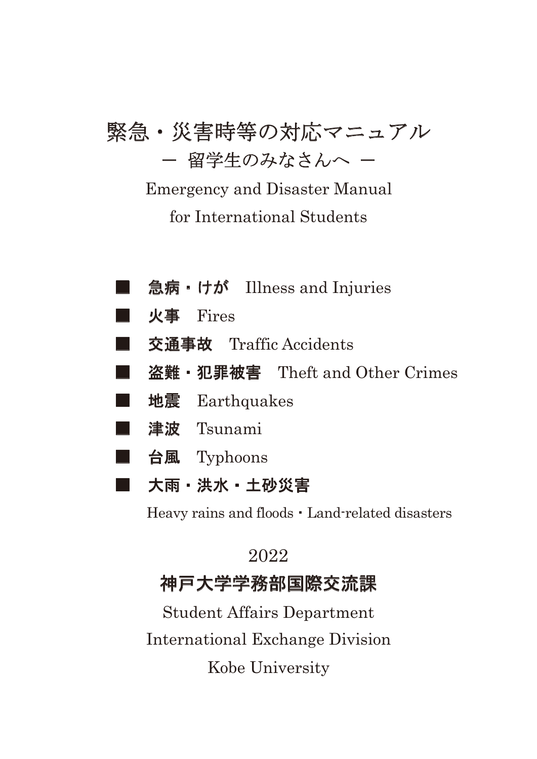# 緊急・災害時等の対応マニュアル

## ー 留学生のみなさんへ ー

## Emergency and Disaster Manual for International Students

- **急病・けが** Illness and Injuries
- **火事** Fires
- **交通事故** Traffic Accidents
- **盗難・犯罪被害** Theft and Other Crimes
- **地震** Earthquakes
- **津波** Tsunami
- **台風** Typhoons
- **大雨・洪水・土砂災害**  
  Heavy rains and floods・Land-related disasters

2022

**神戸大学学務部国際交流課**

Student Affairs Department  
International Exchange Division  
Kobe University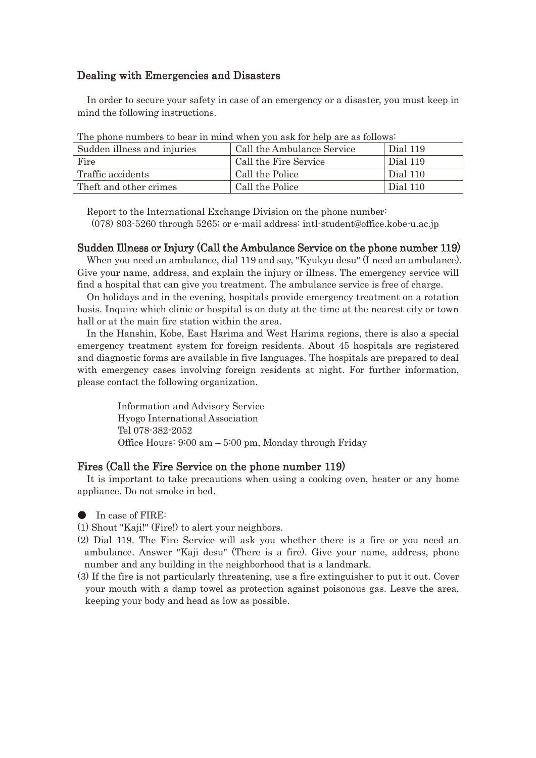## Dealing with Emergencies and Disasters

In order to secure your safety in case of an emergency or a disaster, you must keep in mind the following instructions.

The phone numbers to bear in mind when you ask for help are as follows:

| Sudden illness and injuries | Call the Ambulance Service | Dial 119 |
|---|---|---|
| Fire | Call the Fire Service | Dial 119 |
| Traffic accidents | Call the Police | Dial 110 |
| Theft and other crimes | Call the Police | Dial 110 |

Report to the International Exchange Division on the phone number:
(078) 803-5260 through 5265; or e-mail address: intl-student@office.kobe-u.ac.jp

### Sudden Illness or Injury (Call the Ambulance Service on the phone number 119)

When you need an ambulance, dial 119 and say, "Kyukyu desu" (I need an ambulance). Give your name, address, and explain the injury or illness. The emergency service will find a hospital that can give you treatment. The ambulance service is free of charge.

On holidays and in the evening, hospitals provide emergency treatment on a rotation basis. Inquire which clinic or hospital is on duty at the time at the nearest city or town hall or at the main fire station within the area.

In the Hanshin, Kobe, East Harima and West Harima regions, there is also a special emergency treatment system for foreign residents. About 45 hospitals are registered and diagnostic forms are available in five languages. The hospitals are prepared to deal with emergency cases involving foreign residents at night. For further information, please contact the following organization.

Information and Advisory Service
Hyogo International Association
Tel 078-382-2052
Office Hours: 9:00 am – 5:00 pm, Monday through Friday

### Fires (Call the Fire Service on the phone number 119)

It is important to take precautions when using a cooking oven, heater or any home appliance. Do not smoke in bed.

● In case of FIRE:

(1) Shout "Kaji!" (Fire!) to alert your neighbors.
(2) Dial 119. The Fire Service will ask you whether there is a fire or you need an ambulance. Answer "Kaji desu" (There is a fire). Give your name, address, phone number and any building in the neighborhood that is a landmark.
(3) If the fire is not particularly threatening, use a fire extinguisher to put it out. Cover your mouth with a damp towel as protection against poisonous gas. Leave the area, keeping your body and head as low as possible.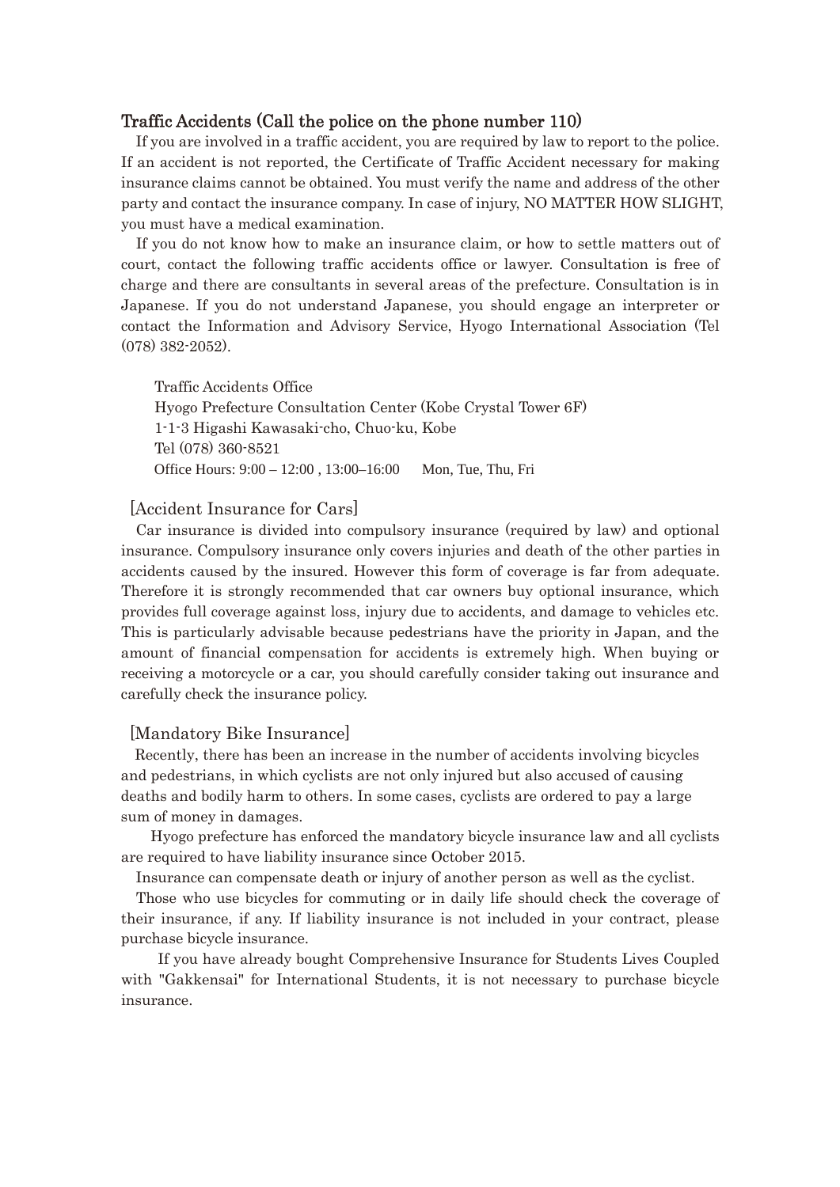## Traffic Accidents (Call the police on the phone number 110)

If you are involved in a traffic accident, you are required by law to report to the police. If an accident is not reported, the Certificate of Traffic Accident necessary for making insurance claims cannot be obtained. You must verify the name and address of the other party and contact the insurance company. In case of injury, NO MATTER HOW SLIGHT, you must have a medical examination.

If you do not know how to make an insurance claim, or how to settle matters out of court, contact the following traffic accidents office or lawyer. Consultation is free of charge and there are consultants in several areas of the prefecture. Consultation is in Japanese. If you do not understand Japanese, you should engage an interpreter or contact the Information and Advisory Service, Hyogo International Association (Tel (078) 382-2052).

Traffic Accidents Office  
Hyogo Prefecture Consultation Center (Kobe Crystal Tower 6F)  
1-1-3 Higashi Kawasaki-cho, Chuo-ku, Kobe  
Tel (078) 360-8521  
Office Hours: 9:00 – 12:00 , 13:00–16:00　Mon, Tue, Thu, Fri

### [Accident Insurance for Cars]

Car insurance is divided into compulsory insurance (required by law) and optional insurance. Compulsory insurance only covers injuries and death of the other parties in accidents caused by the insured. However this form of coverage is far from adequate. Therefore it is strongly recommended that car owners buy optional insurance, which provides full coverage against loss, injury due to accidents, and damage to vehicles etc. This is particularly advisable because pedestrians have the priority in Japan, and the amount of financial compensation for accidents is extremely high. When buying or receiving a motorcycle or a car, you should carefully consider taking out insurance and carefully check the insurance policy.

### [Mandatory Bike Insurance]

Recently, there has been an increase in the number of accidents involving bicycles and pedestrians, in which cyclists are not only injured but also accused of causing deaths and bodily harm to others. In some cases, cyclists are ordered to pay a large sum of money in damages.

Hyogo prefecture has enforced the mandatory bicycle insurance law and all cyclists are required to have liability insurance since October 2015.

Insurance can compensate death or injury of another person as well as the cyclist.

Those who use bicycles for commuting or in daily life should check the coverage of their insurance, if any. If liability insurance is not included in your contract, please purchase bicycle insurance.

If you have already bought Comprehensive Insurance for Students Lives Coupled with "Gakkensai" for International Students, it is not necessary to purchase bicycle insurance.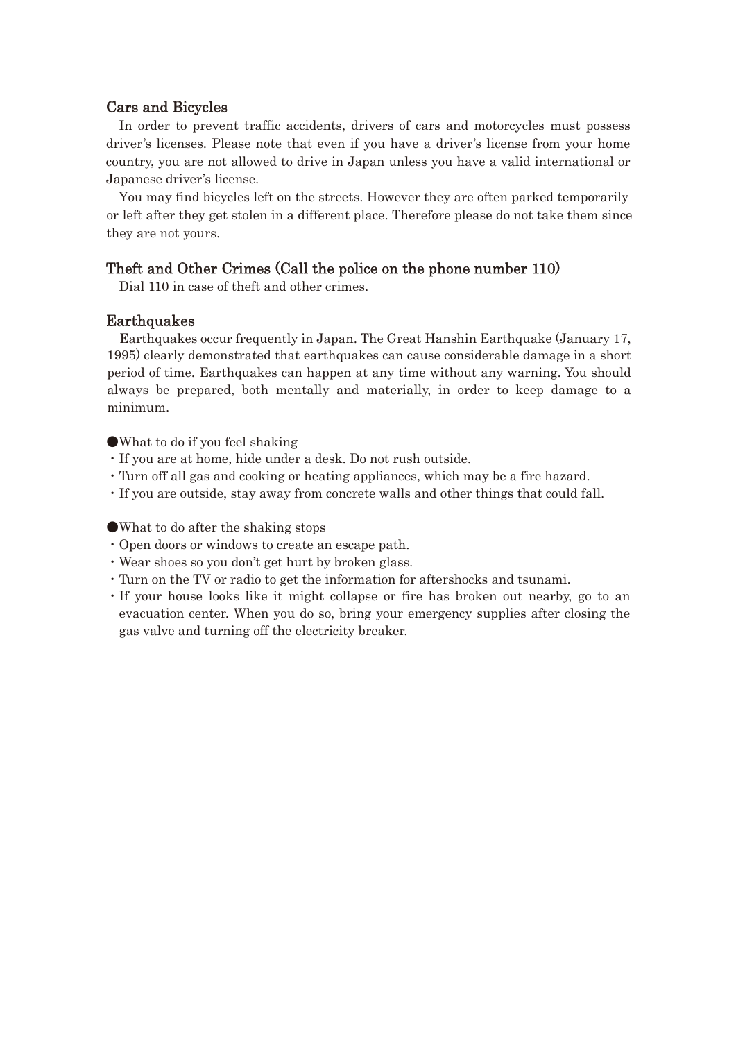## Cars and Bicycles

In order to prevent traffic accidents, drivers of cars and motorcycles must possess driver's licenses. Please note that even if you have a driver's license from your home country, you are not allowed to drive in Japan unless you have a valid international or Japanese driver's license.

You may find bicycles left on the streets. However they are often parked temporarily or left after they get stolen in a different place. Therefore please do not take them since they are not yours.

## Theft and Other Crimes (Call the police on the phone number 110)

Dial 110 in case of theft and other crimes.

## Earthquakes

Earthquakes occur frequently in Japan. The Great Hanshin Earthquake (January 17, 1995) clearly demonstrated that earthquakes can cause considerable damage in a short period of time. Earthquakes can happen at any time without any warning. You should always be prepared, both mentally and materially, in order to keep damage to a minimum.

●What to do if you feel shaking

- If you are at home, hide under a desk. Do not rush outside.
- Turn off all gas and cooking or heating appliances, which may be a fire hazard.
- If you are outside, stay away from concrete walls and other things that could fall.

●What to do after the shaking stops

- Open doors or windows to create an escape path.
- Wear shoes so you don't get hurt by broken glass.
- Turn on the TV or radio to get the information for aftershocks and tsunami.
- If your house looks like it might collapse or fire has broken out nearby, go to an evacuation center. When you do so, bring your emergency supplies after closing the gas valve and turning off the electricity breaker.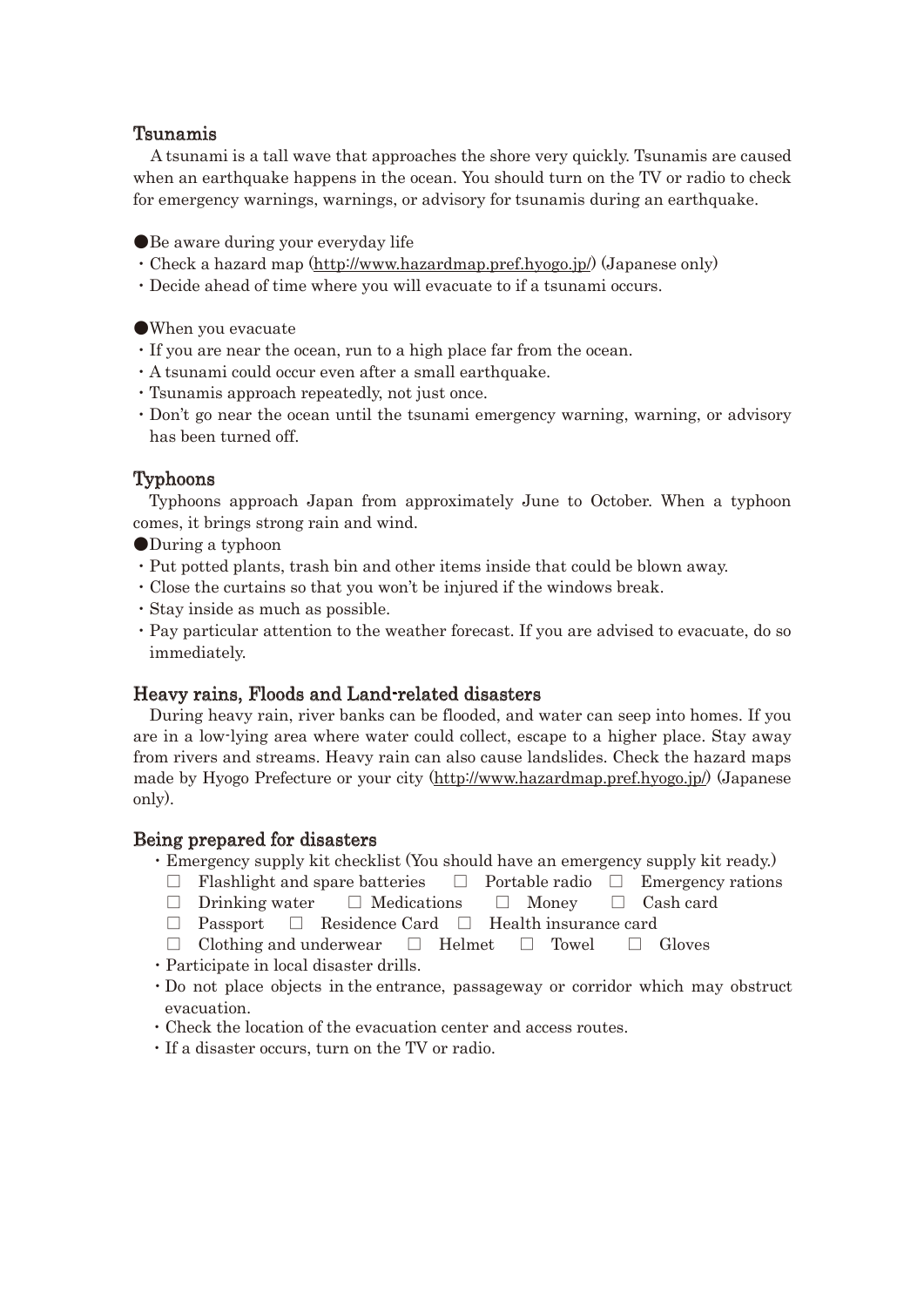## Tsunamis

A tsunami is a tall wave that approaches the shore very quickly. Tsunamis are caused when an earthquake happens in the ocean. You should turn on the TV or radio to check for emergency warnings, warnings, or advisory for tsunamis during an earthquake.

●Be aware during your everyday life

- Check a hazard map (http://www.hazardmap.pref.hyogo.jp/) (Japanese only)
- Decide ahead of time where you will evacuate to if a tsunami occurs.

●When you evacuate

- If you are near the ocean, run to a high place far from the ocean.
- A tsunami could occur even after a small earthquake.
- Tsunamis approach repeatedly, not just once.
- Don't go near the ocean until the tsunami emergency warning, warning, or advisory has been turned off.

## Typhoons

Typhoons approach Japan from approximately June to October. When a typhoon comes, it brings strong rain and wind.

●During a typhoon

- Put potted plants, trash bin and other items inside that could be blown away.
- Close the curtains so that you won't be injured if the windows break.
- Stay inside as much as possible.
- Pay particular attention to the weather forecast. If you are advised to evacuate, do so immediately.

## Heavy rains, Floods and Land-related disasters

During heavy rain, river banks can be flooded, and water can seep into homes. If you are in a low-lying area where water could collect, escape to a higher place. Stay away from rivers and streams. Heavy rain can also cause landslides. Check the hazard maps made by Hyogo Prefecture or your city (http://www.hazardmap.pref.hyogo.jp/) (Japanese only).

## Being prepared for disasters

- Emergency supply kit checklist (You should have an emergency supply kit ready.)
  - ☐ Flashlight and spare batteries ☐ Portable radio ☐ Emergency rations
  - ☐ Drinking water ☐ Medications ☐ Money ☐ Cash card
  - ☐ Passport ☐ Residence Card ☐ Health insurance card
  - ☐ Clothing and underwear ☐ Helmet ☐ Towel ☐ Gloves
- Participate in local disaster drills.
- Do not place objects in the entrance, passageway or corridor which may obstruct evacuation.
- Check the location of the evacuation center and access routes.
- If a disaster occurs, turn on the TV or radio.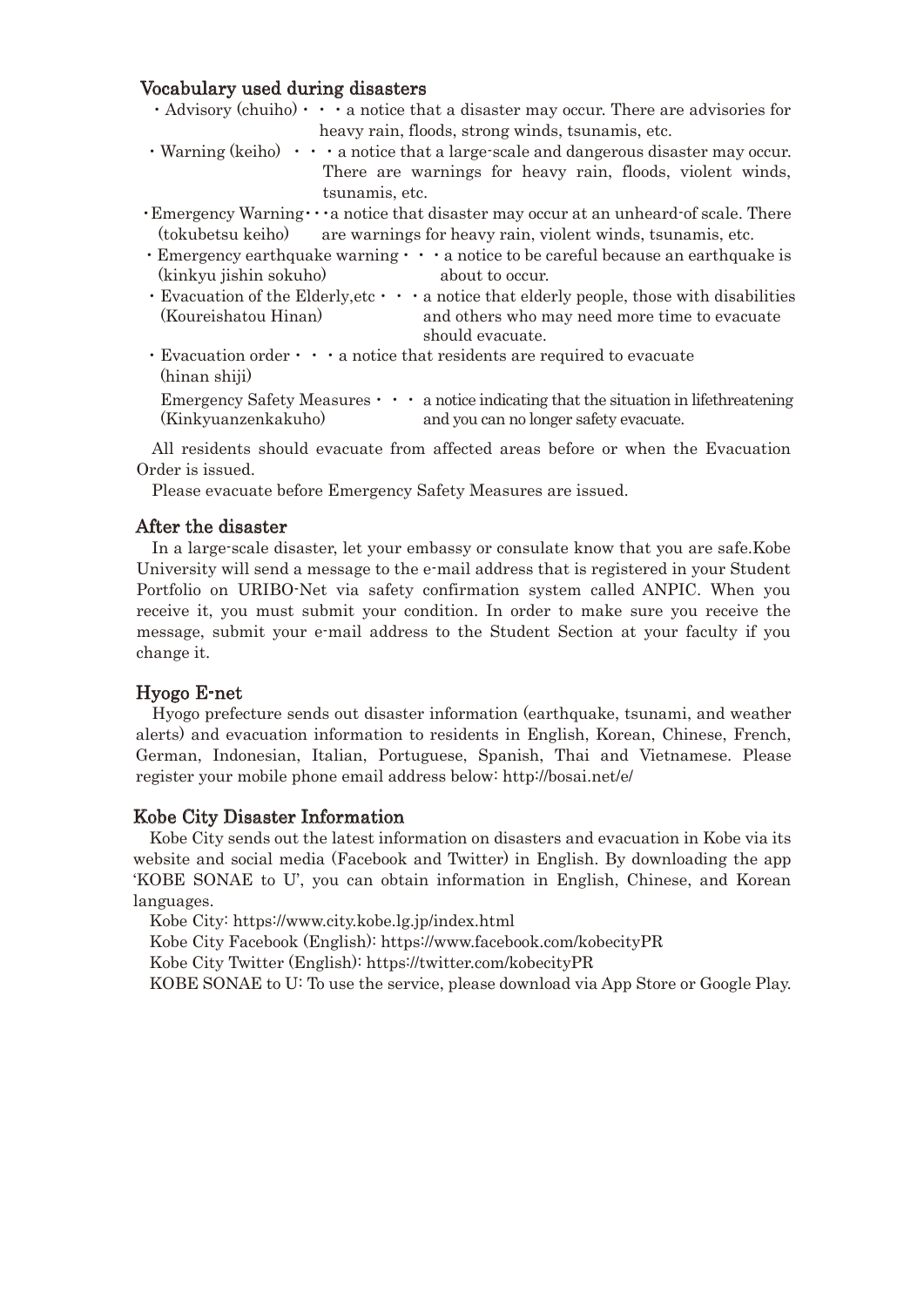## Vocabulary used during disasters

- Advisory (chuiho) ・・・a notice that a disaster may occur. There are advisories for heavy rain, floods, strong winds, tsunamis, etc.
- Warning (keiho) ・・・a notice that a large-scale and dangerous disaster may occur. There are warnings for heavy rain, floods, violent winds, tsunamis, etc.
- Emergency Warning (tokubetsu keiho) ・・・a notice that disaster may occur at an unheard-of scale. There are warnings for heavy rain, violent winds, tsunamis, etc.
- Emergency earthquake warning (kinkyu jishin sokuho) ・・・a notice to be careful because an earthquake is about to occur.
- Evacuation of the Elderly,etc (Koureishatou Hinan) ・・・a notice that elderly people, those with disabilities and others who may need more time to evacuate should evacuate.
- Evacuation order (hinan shiji) ・・・a notice that residents are required to evacuate
- Emergency Safety Measures (Kinkyuanzenkakuho) ・・・a notice indicating that the situation in lifethreatening and you can no longer safety evacuate.

All residents should evacuate from affected areas before or when the Evacuation Order is issued.

Please evacuate before Emergency Safety Measures are issued.

## After the disaster

In a large-scale disaster, let your embassy or consulate know that you are safe.Kobe University will send a message to the e-mail address that is registered in your Student Portfolio on URIBO-Net via safety confirmation system called ANPIC. When you receive it, you must submit your condition. In order to make sure you receive the message, submit your e-mail address to the Student Section at your faculty if you change it.

## Hyogo E-net

Hyogo prefecture sends out disaster information (earthquake, tsunami, and weather alerts) and evacuation information to residents in English, Korean, Chinese, French, German, Indonesian, Italian, Portuguese, Spanish, Thai and Vietnamese. Please register your mobile phone email address below: http://bosai.net/e/

## Kobe City Disaster Information

Kobe City sends out the latest information on disasters and evacuation in Kobe via its website and social media (Facebook and Twitter) in English. By downloading the app 'KOBE SONAE to U', you can obtain information in English, Chinese, and Korean languages.

Kobe City: https://www.city.kobe.lg.jp/index.html

Kobe City Facebook (English): https://www.facebook.com/kobecityPR

Kobe City Twitter (English): https://twitter.com/kobecityPR

KOBE SONAE to U: To use the service, please download via App Store or Google Play.